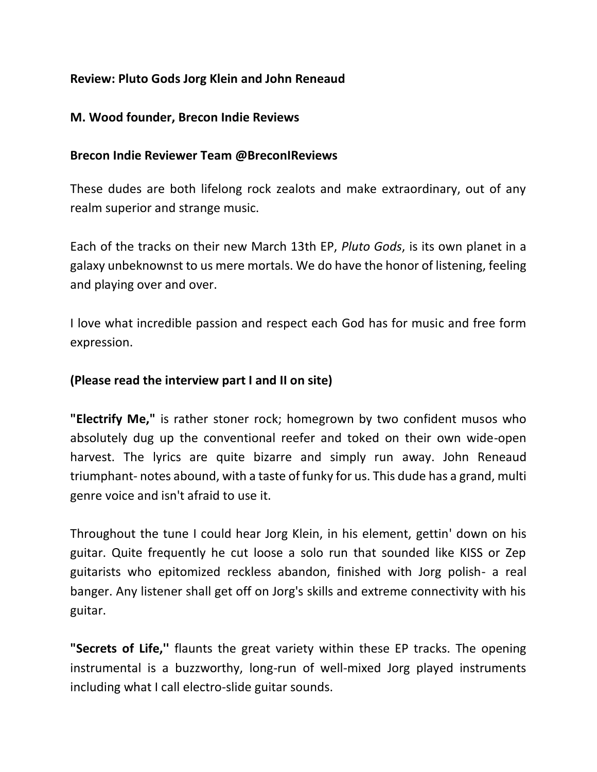**Review: Pluto Gods Jorg Klein and John Reneaud**

**M. Wood founder, Brecon Indie Reviews**

**Brecon Indie Reviewer Team @BreconIReviews**

These dudes are both lifelong rock zealots and make extraordinary, out of any realm superior and strange music.

Each of the tracks on their new March 13th EP, *Pluto Gods*, is its own planet in a galaxy unbeknownst to us mere mortals. We do have the honor of listening, feeling and playing over and over.

I love what incredible passion and respect each God has for music and free form expression.

**(Please read the interview part I and II on site)**

**"Electrify Me,"** is rather stoner rock; homegrown by two confident musos who absolutely dug up the conventional reefer and toked on their own wide-open harvest. The lyrics are quite bizarre and simply run away. John Reneaud triumphant- notes abound, with a taste of funky for us. This dude has a grand, multi genre voice and isn't afraid to use it.

Throughout the tune I could hear Jorg Klein, in his element, gettin' down on his guitar. Quite frequently he cut loose a solo run that sounded like KISS or Zep guitarists who epitomized reckless abandon, finished with Jorg polish- a real banger. Any listener shall get off on Jorg's skills and extreme connectivity with his guitar.

**"Secrets of Life,"** flaunts the great variety within these EP tracks. The opening instrumental is a buzzworthy, long-run of well-mixed Jorg played instruments including what I call electro-slide guitar sounds.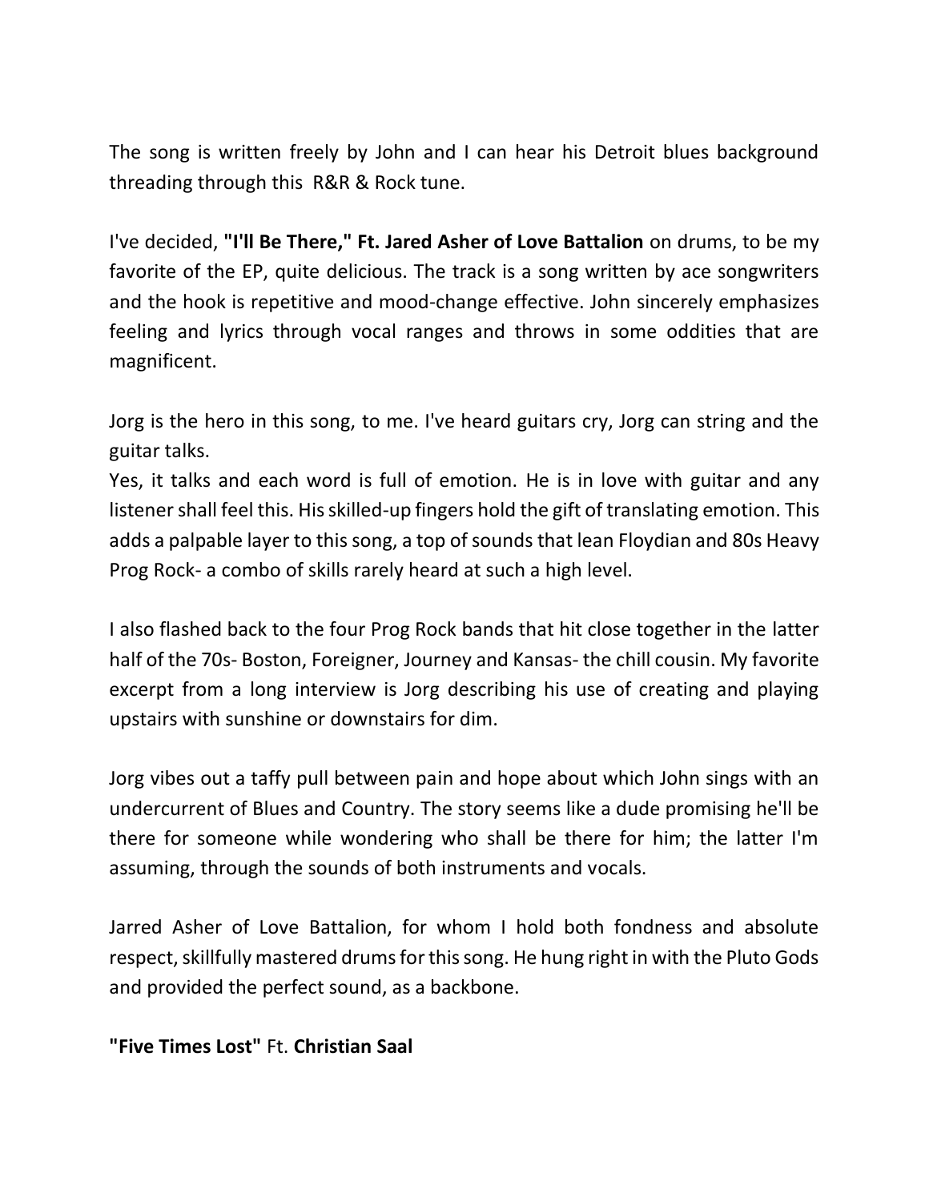The song is written freely by John and I can hear his Detroit blues background threading through this R&R & Rock tune.

I've decided, **"I'll Be There," Ft. Jared Asher of Love Battalion** on drums, to be my favorite of the EP, quite delicious. The track is a song written by ace songwriters and the hook is repetitive and mood-change effective. John sincerely emphasizes feeling and lyrics through vocal ranges and throws in some oddities that are magnificent.

Jorg is the hero in this song, to me. I've heard guitars cry, Jorg can string and the guitar talks.
Yes, it talks and each word is full of emotion. He is in love with guitar and any listener shall feel this. His skilled-up fingers hold the gift of translating emotion. This adds a palpable layer to this song, a top of sounds that lean Floydian and 80s Heavy Prog Rock- a combo of skills rarely heard at such a high level.

I also flashed back to the four Prog Rock bands that hit close together in the latter half of the 70s- Boston, Foreigner, Journey and Kansas- the chill cousin. My favorite excerpt from a long interview is Jorg describing his use of creating and playing upstairs with sunshine or downstairs for dim.

Jorg vibes out a taffy pull between pain and hope about which John sings with an undercurrent of Blues and Country. The story seems like a dude promising he'll be there for someone while wondering who shall be there for him; the latter I'm assuming, through the sounds of both instruments and vocals.

Jarred Asher of Love Battalion, for whom I hold both fondness and absolute respect, skillfully mastered drums for this song. He hung right in with the Pluto Gods and provided the perfect sound, as a backbone.

**"Five Times Lost"** Ft. **Christian Saal**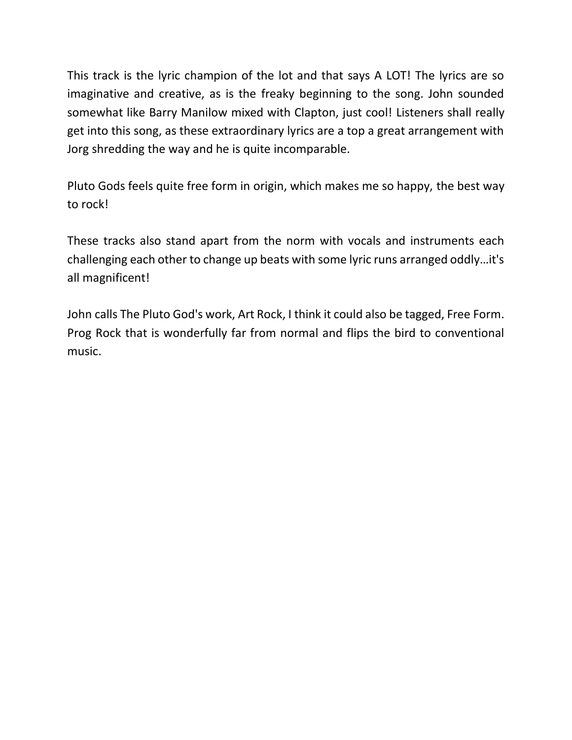This track is the lyric champion of the lot and that says A LOT! The lyrics are so imaginative and creative, as is the freaky beginning to the song. John sounded somewhat like Barry Manilow mixed with Clapton, just cool! Listeners shall really get into this song, as these extraordinary lyrics are a top a great arrangement with Jorg shredding the way and he is quite incomparable.

Pluto Gods feels quite free form in origin, which makes me so happy, the best way to rock!

These tracks also stand apart from the norm with vocals and instruments each challenging each other to change up beats with some lyric runs arranged oddly…it's all magnificent!

John calls The Pluto God's work, Art Rock, I think it could also be tagged, Free Form. Prog Rock that is wonderfully far from normal and flips the bird to conventional music.